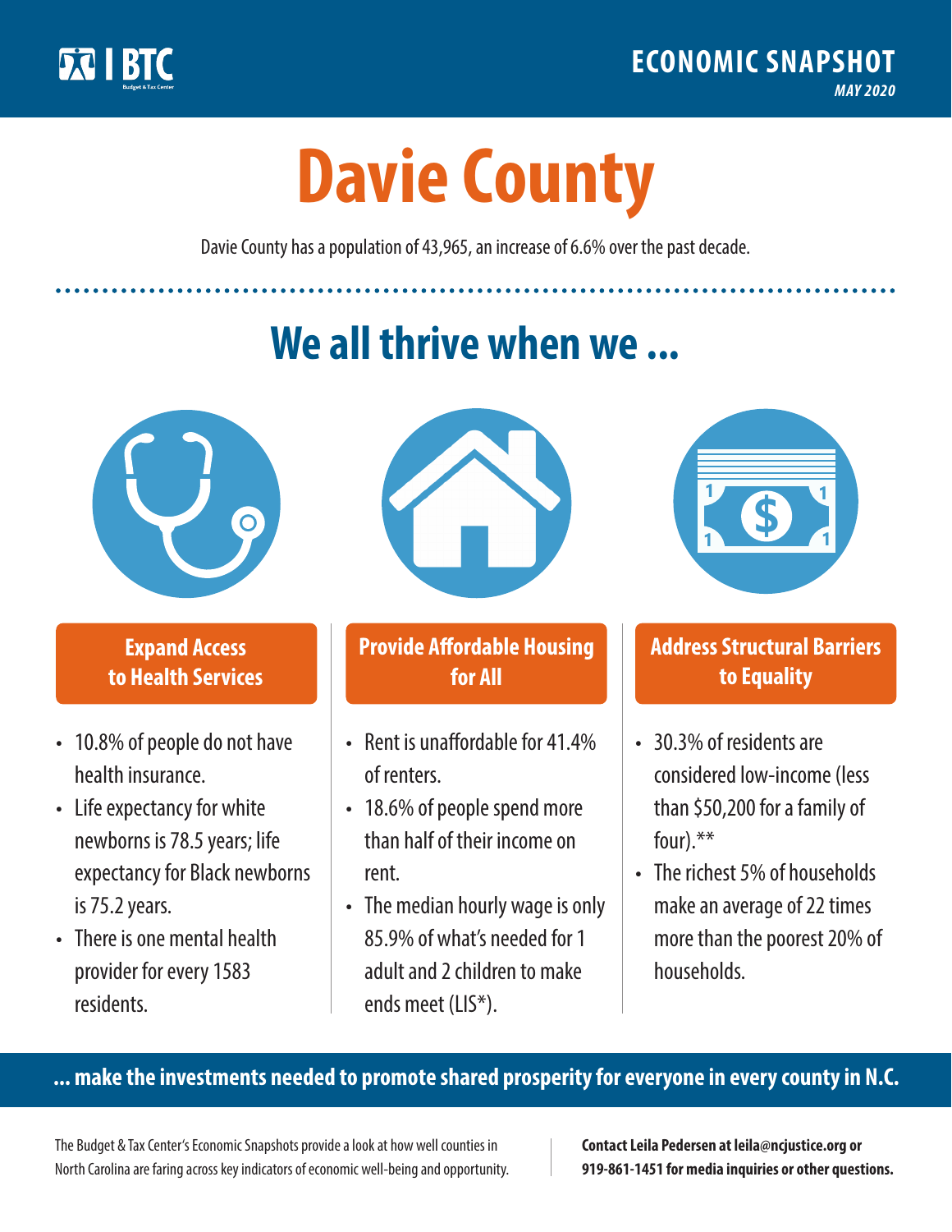BTC Budget & Tax Center

**ECONOMIC SNAPSHOT**

*MAY 2020*

# Davie County

Davie County has a population of 43,965, an increase of 6.6% over the past decade.

## We all thrive when we ...

### Expand Access to Health Services

- 10.8% of people do not have health insurance.
- Life expectancy for white newborns is 78.5 years; life expectancy for Black newborns is 75.2 years.
- There is one mental health provider for every 1583 residents.

### Provide Affordable Housing for All

- Rent is unaffordable for 41.4% of renters.
- 18.6% of people spend more than half of their income on rent.
- The median hourly wage is only 85.9% of what's needed for 1 adult and 2 children to make ends meet (LIS*).

### Address Structural Barriers to Equality

- 30.3% of residents are considered low-income (less than $50,200 for a family of four).**
- The richest 5% of households make an average of 22 times more than the poorest 20% of households.

**... make the investments needed to promote shared prosperity for everyone in every county in N.C.**

The Budget & Tax Center's Economic Snapshots provide a look at how well counties in North Carolina are faring across key indicators of economic well-being and opportunity.

**Contact Leila Pedersen at leila@ncjustice.org or 919-861-1451 for media inquiries or other questions.**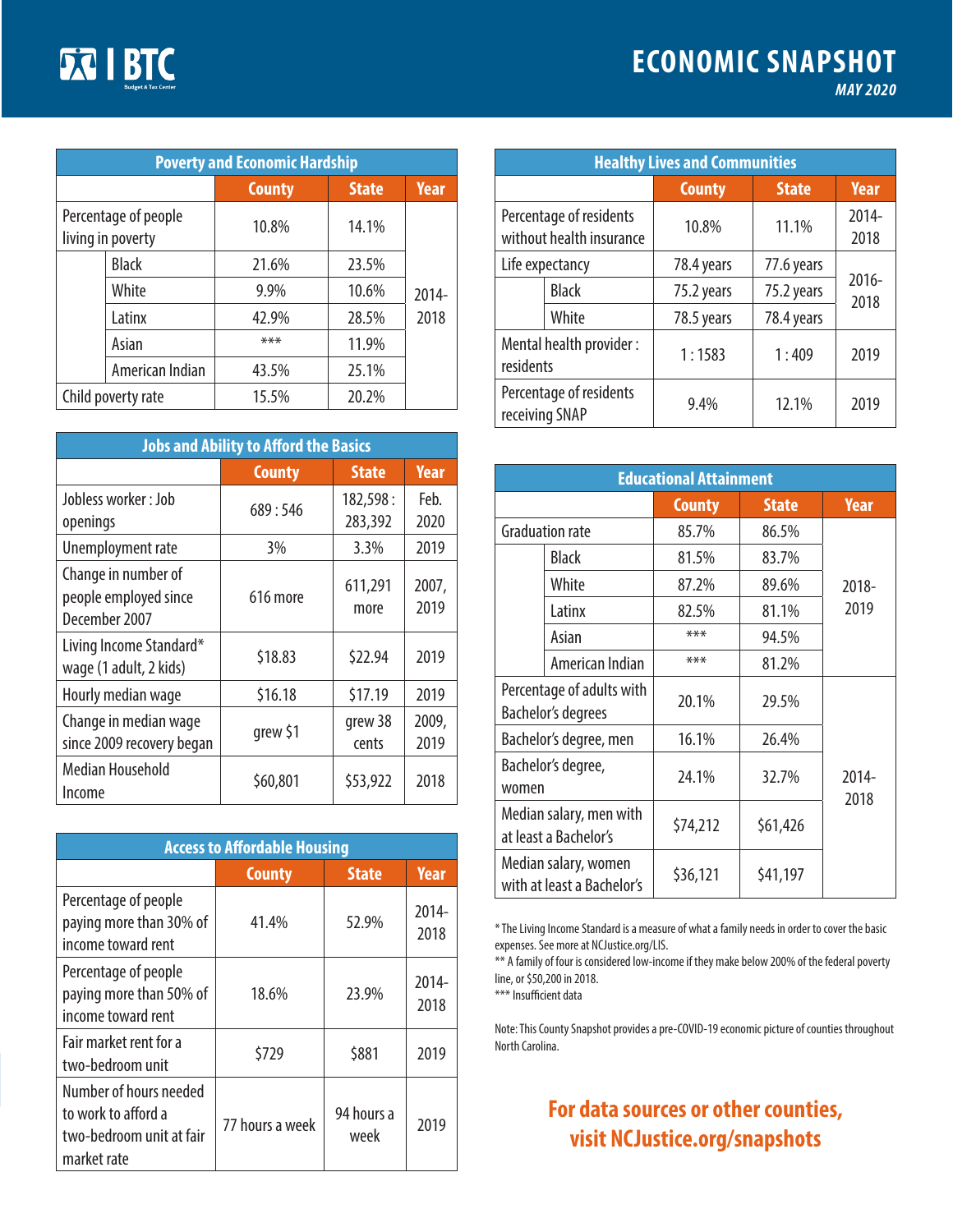BTC

# ECONOMIC SNAPSHOT

*MAY 2020*

| Poverty and Economic Hardship | | County | State | Year |
|---|---|---|---|---|
| Percentage of people living in poverty | | 10.8% | 14.1% | 2014-2018 |
| | Black | 21.6% | 23.5% | |
| | White | 9.9% | 10.6% | |
| | Latinx | 42.9% | 28.5% | |
| | Asian | *** | 11.9% | |
| | American Indian | 43.5% | 25.1% | |
| Child poverty rate | | 15.5% | 20.2% | |

| Jobs and Ability to Afford the Basics | County | State | Year |
|---|---|---|---|
| Jobless worker : Job openings | 689 : 546 | 182,598 : 283,392 | Feb. 2020 |
| Unemployment rate | 3% | 3.3% | 2019 |
| Change in number of people employed since December 2007 | 616 more | 611,291 more | 2007, 2019 |
| Living Income Standard* wage (1 adult, 2 kids) | $18.83 | $22.94 | 2019 |
| Hourly median wage | $16.18 | $17.19 | 2019 |
| Change in median wage since 2009 recovery began | grew $1 | grew 38 cents | 2009, 2019 |
| Median Household Income | $60,801 | $53,922 | 2018 |

| Access to Affordable Housing | County | State | Year |
|---|---|---|---|
| Percentage of people paying more than 30% of income toward rent | 41.4% | 52.9% | 2014-2018 |
| Percentage of people paying more than 50% of income toward rent | 18.6% | 23.9% | 2014-2018 |
| Fair market rent for a two-bedroom unit | $729 | $881 | 2019 |
| Number of hours needed to work to afford a two-bedroom unit at fair market rate | 77 hours a week | 94 hours a week | 2019 |

| Healthy Lives and Communities | | County | State | Year |
|---|---|---|---|---|
| Percentage of residents without health insurance | | 10.8% | 11.1% | 2014-2018 |
| Life expectancy | | 78.4 years | 77.6 years | 2016-2018 |
| | Black | 75.2 years | 75.2 years | |
| | White | 78.5 years | 78.4 years | |
| Mental health provider : residents | | 1 : 1583 | 1 : 409 | 2019 |
| Percentage of residents receiving SNAP | | 9.4% | 12.1% | 2019 |

| Educational Attainment | | County | State | Year |
|---|---|---|---|---|
| Graduation rate | | 85.7% | 86.5% | 2018-2019 |
| | Black | 81.5% | 83.7% | |
| | White | 87.2% | 89.6% | |
| | Latinx | 82.5% | 81.1% | |
| | Asian | *** | 94.5% | |
| | American Indian | *** | 81.2% | |
| Percentage of adults with Bachelor's degrees | | 20.1% | 29.5% | 2014-2018 |
| Bachelor's degree, men | | 16.1% | 26.4% | |
| Bachelor's degree, women | | 24.1% | 32.7% | |
| Median salary, men with at least a Bachelor's | | $74,212 | $61,426 | |
| Median salary, women with at least a Bachelor's | | $36,121 | $41,197 | |

* The Living Income Standard is a measure of what a family needs in order to cover the basic expenses. See more at NCJustice.org/LIS.

** A family of four is considered low-income if they make below 200% of the federal poverty line, or $50,200 in 2018.

*** Insufficient data

Note: This County Snapshot provides a pre-COVID-19 economic picture of counties throughout North Carolina.

**For data sources or other counties, visit NCJustice.org/snapshots**